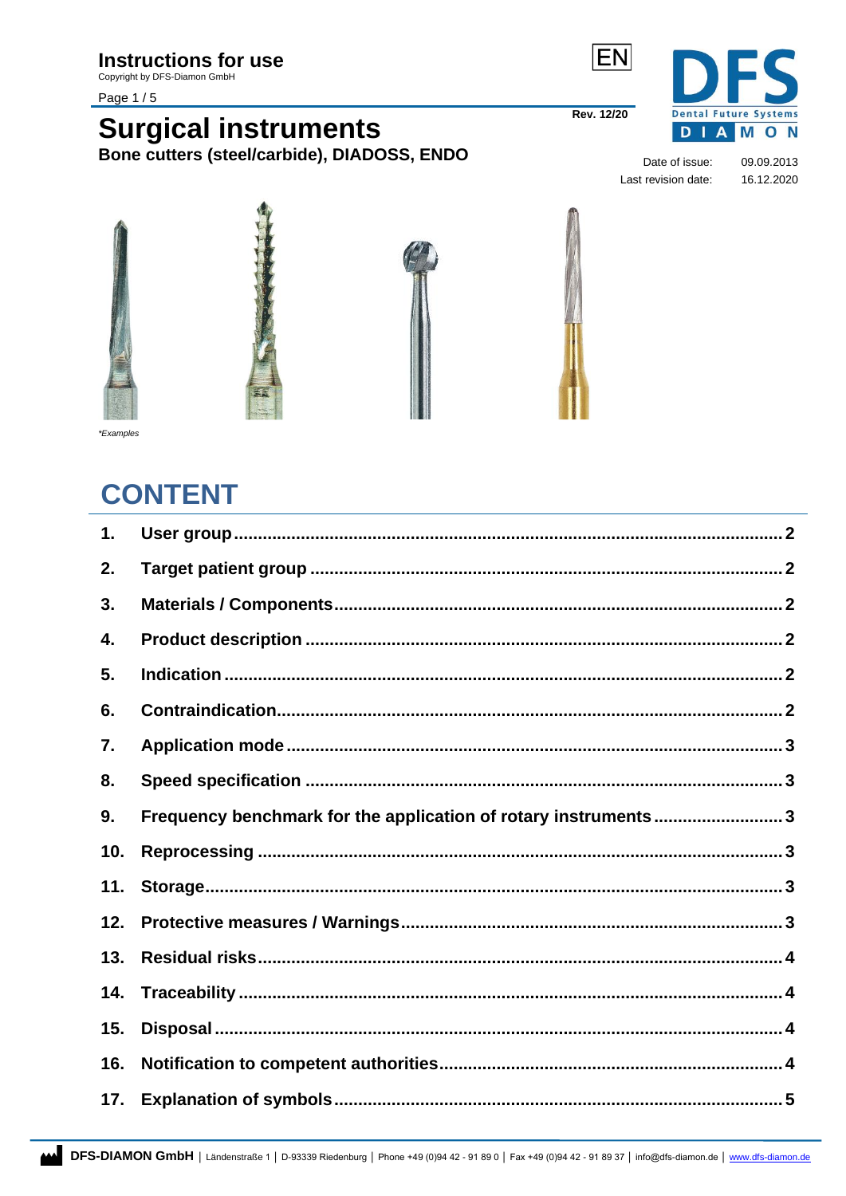# Instructions for use

Copyright by DFS-Diamon GmbH

EN

Rev. 12/20

## Surgical instruments

**Bone cutters (steel/carbide), DIADOSS, ENDO**

| | |
|---|---|
| Date of issue: | 09.09.2013 |
| Last revision date: | 16.12.2020 |

*\*Examples*

## CONTENT

| | | |
|---|---|---|
| 1. | User group | 2 |
| 2. | Target patient group | 2 |
| 3. | Materials / Components | 2 |
| 4. | Product description | 2 |
| 5. | Indication | 2 |
| 6. | Contraindication | 2 |
| 7. | Application mode | 3 |
| 8. | Speed specification | 3 |
| 9. | Frequency benchmark for the application of rotary instruments | 3 |
| 10. | Reprocessing | 3 |
| 11. | Storage | 3 |
| 12. | Protective measures / Warnings | 3 |
| 13. | Residual risks | 4 |
| 14. | Traceability | 4 |
| 15. | Disposal | 4 |
| 16. | Notification to competent authorities | 4 |
| 17. | Explanation of symbols | 5 |

**DFS-DIAMON GmbH** | Ländenstraße 1 | D-93339 Riedenburg | Phone +49 (0)94 42 - 91 89 0 | Fax +49 (0)94 42 - 91 89 37 | info@dfs-diamon.de | www.dfs-diamon.de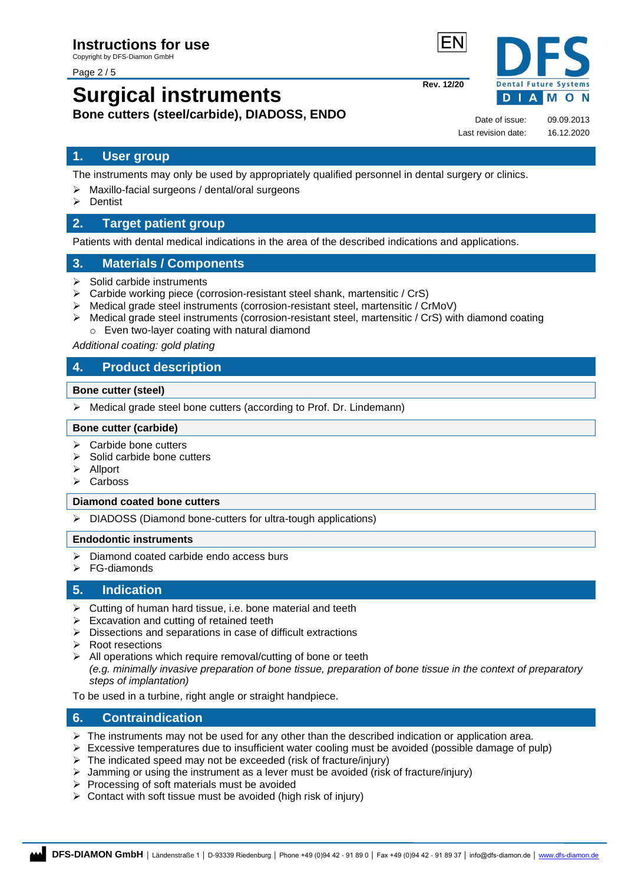## 1. User group

The instruments may only be used by appropriately qualified personnel in dental surgery or clinics.

- Maxillo-facial surgeons / dental/oral surgeons
- Dentist

## 2. Target patient group

Patients with dental medical indications in the area of the described indications and applications.

## 3. Materials / Components

- Solid carbide instruments
- Carbide working piece (corrosion-resistant steel shank, martensitic / CrS)
- Medical grade steel instruments (corrosion-resistant steel, martensitic / CrMoV)
- Medical grade steel instruments (corrosion-resistant steel, martensitic / CrS) with diamond coating
  - Even two-layer coating with natural diamond

*Additional coating: gold plating*

## 4. Product description

### Bone cutter (steel)

- Medical grade steel bone cutters (according to Prof. Dr. Lindemann)

### Bone cutter (carbide)

- Carbide bone cutters
- Solid carbide bone cutters
- Allport
- Carboss

### Diamond coated bone cutters

- DIADOSS (Diamond bone-cutters for ultra-tough applications)

### Endodontic instruments

- Diamond coated carbide endo access burs
- FG-diamonds

## 5. Indication

- Cutting of human hard tissue, i.e. bone material and teeth
- Excavation and cutting of retained teeth
- Dissections and separations in case of difficult extractions
- Root resections
- All operations which require removal/cutting of bone or teeth
  *(e.g. minimally invasive preparation of bone tissue, preparation of bone tissue in the context of preparatory steps of implantation)*

To be used in a turbine, right angle or straight handpiece.

## 6. Contraindication

- The instruments may not be used for any other than the described indication or application area.
- Excessive temperatures due to insufficient water cooling must be avoided (possible damage of pulp)
- The indicated speed may not be exceeded (risk of fracture/injury)
- Jamming or using the instrument as a lever must be avoided (risk of fracture/injury)
- Processing of soft materials must be avoided
- Contact with soft tissue must be avoided (high risk of injury)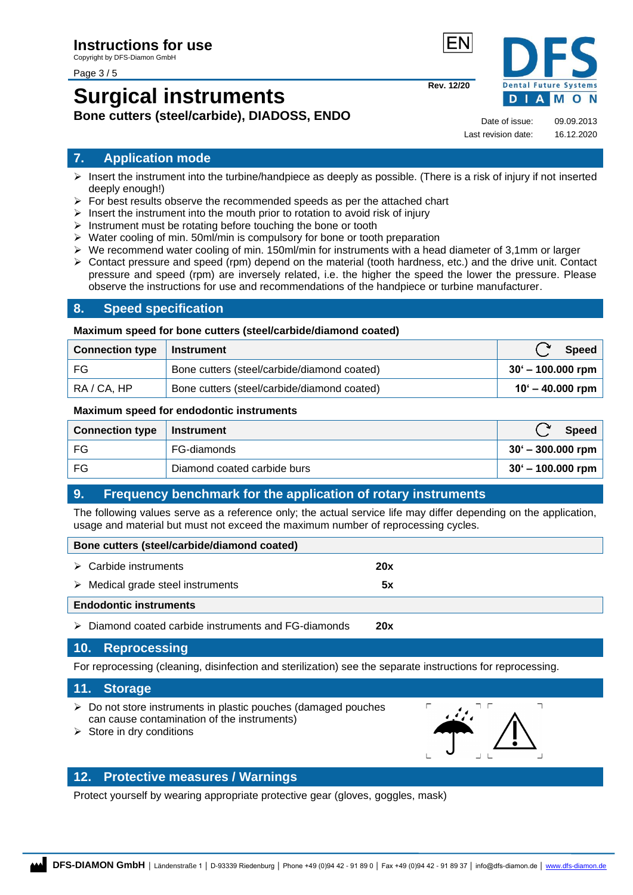# Instructions for use

Copyright by DFS-Diamon GmbH

# Surgical instruments

**Bone cutters (steel/carbide), DIADOSS, ENDO**

EN

Rev. 12/20

Date of issue: 09.09.2013
Last revision date: 16.12.2020

## 7. Application mode

- Insert the instrument into the turbine/handpiece as deeply as possible. (There is a risk of injury if not inserted deeply enough!)
- For best results observe the recommended speeds as per the attached chart
- Insert the instrument into the mouth prior to rotation to avoid risk of injury
- Instrument must be rotating before touching the bone or tooth
- Water cooling of min. 50ml/min is compulsory for bone or tooth preparation
- We recommend water cooling of min. 150ml/min for instruments with a head diameter of 3,1mm or larger
- Contact pressure and speed (rpm) depend on the material (tooth hardness, etc.) and the drive unit. Contact pressure and speed (rpm) are inversely related, i.e. the higher the speed the lower the pressure. Please observe the instructions for use and recommendations of the handpiece or turbine manufacturer.

## 8. Speed specification

**Maximum speed for bone cutters (steel/carbide/diamond coated)**

| Connection type | Instrument | Speed |
|---|---|---|
| FG | Bone cutters (steel/carbide/diamond coated) | **30' – 100.000 rpm** |
| RA / CA, HP | Bone cutters (steel/carbide/diamond coated) | **10' – 40.000 rpm** |

**Maximum speed for endodontic instruments**

| Connection type | Instrument | Speed |
|---|---|---|
| FG | FG-diamonds | **30' – 300.000 rpm** |
| FG | Diamond coated carbide burs | **30' – 100.000 rpm** |

## 9. Frequency benchmark for the application of rotary instruments

The following values serve as a reference only; the actual service life may differ depending on the application, usage and material but must not exceed the maximum number of reprocessing cycles.

**Bone cutters (steel/carbide/diamond coated)**

- Carbide instruments **20x**
- Medical grade steel instruments **5x**

**Endodontic instruments**

- Diamond coated carbide instruments and FG-diamonds **20x**

## 10. Reprocessing

For reprocessing (cleaning, disinfection and sterilization) see the separate instructions for reprocessing.

## 11. Storage

- Do not store instruments in plastic pouches (damaged pouches can cause contamination of the instruments)
- Store in dry conditions

## 12. Protective measures / Warnings

Protect yourself by wearing appropriate protective gear (gloves, goggles, mask)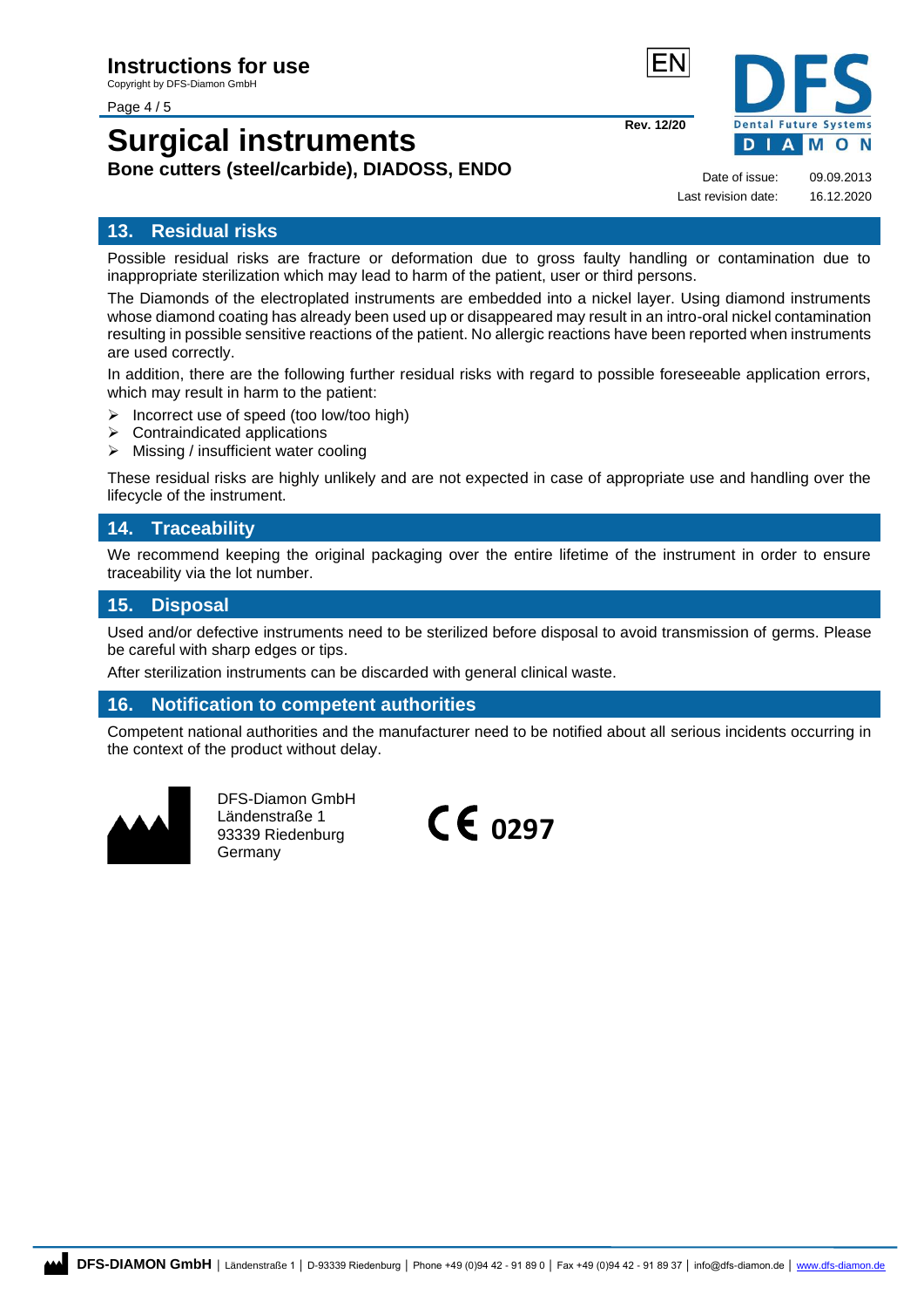## 13. Residual risks

Possible residual risks are fracture or deformation due to gross faulty handling or contamination due to inappropriate sterilization which may lead to harm of the patient, user or third persons.

The Diamonds of the electroplated instruments are embedded into a nickel layer. Using diamond instruments whose diamond coating has already been used up or disappeared may result in an intro-oral nickel contamination resulting in possible sensitive reactions of the patient. No allergic reactions have been reported when instruments are used correctly.

In addition, there are the following further residual risks with regard to possible foreseeable application errors, which may result in harm to the patient:

- Incorrect use of speed (too low/too high)
- Contraindicated applications
- Missing / insufficient water cooling

These residual risks are highly unlikely and are not expected in case of appropriate use and handling over the lifecycle of the instrument.

## 14. Traceability

We recommend keeping the original packaging over the entire lifetime of the instrument in order to ensure traceability via the lot number.

## 15. Disposal

Used and/or defective instruments need to be sterilized before disposal to avoid transmission of germs. Please be careful with sharp edges or tips.

After sterilization instruments can be discarded with general clinical waste.

## 16. Notification to competent authorities

Competent national authorities and the manufacturer need to be notified about all serious incidents occurring in the context of the product without delay.

DFS-Diamon GmbH
Ländenstraße 1
93339 Riedenburg
Germany

CE 0297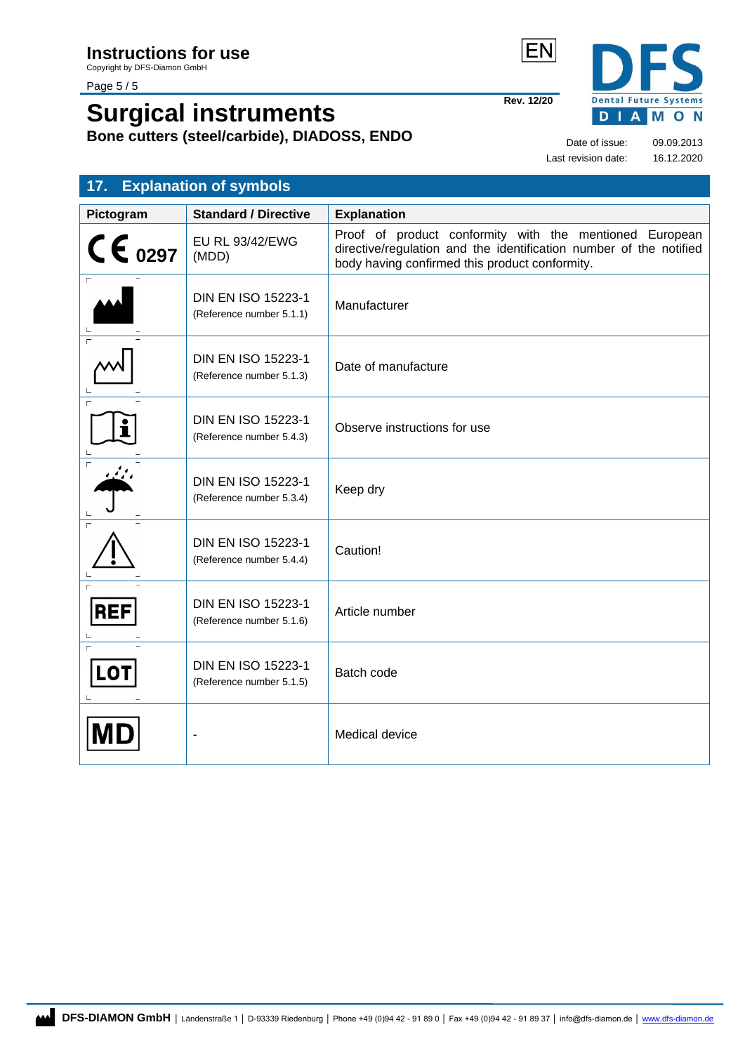## 17. Explanation of symbols

| Pictogram | Standard / Directive | Explanation |
|---|---|---|
| CE 0297 | EU RL 93/42/EWG (MDD) | Proof of product conformity with the mentioned European directive/regulation and the identification number of the notified body having confirmed this product conformity. |
| | DIN EN ISO 15223-1 (Reference number 5.1.1) | Manufacturer |
| | DIN EN ISO 15223-1 (Reference number 5.1.3) | Date of manufacture |
| | DIN EN ISO 15223-1 (Reference number 5.4.3) | Observe instructions for use |
| | DIN EN ISO 15223-1 (Reference number 5.3.4) | Keep dry |
| | DIN EN ISO 15223-1 (Reference number 5.4.4) | Caution! |
| REF | DIN EN ISO 15223-1 (Reference number 5.1.6) | Article number |
| LOT | DIN EN ISO 15223-1 (Reference number 5.1.5) | Batch code |
| MD | - | Medical device |